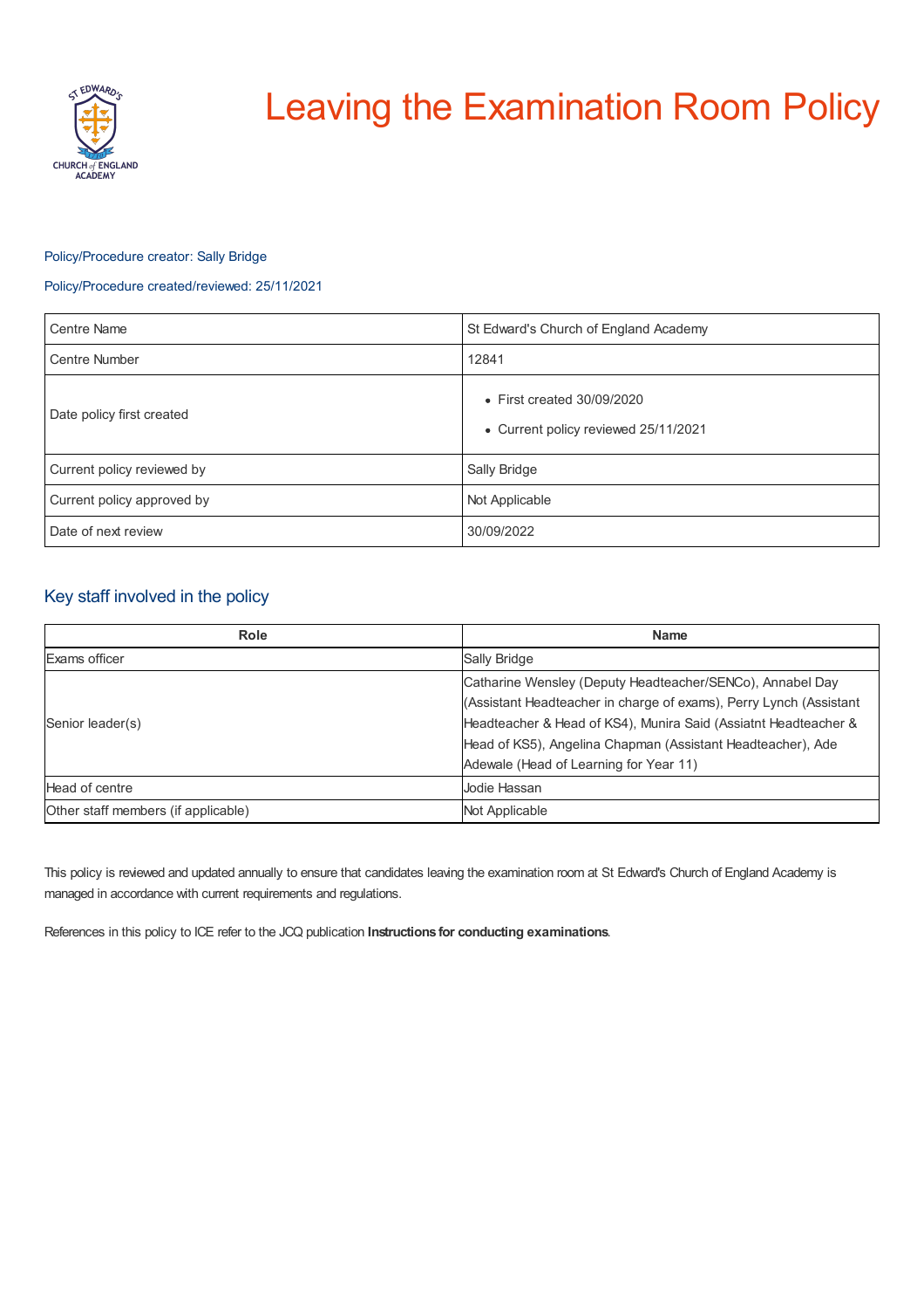# Leaving the Examination Room Policy

Policy/Procedure creator: Sally Bridge

Policy/Procedure created/reviewed: 25/11/2021

| Centre Name | St Edward's Church of England Academy |
|---|---|
| Centre Number | 12841 |
| Date policy first created | • First created 30/09/2020<br>• Current policy reviewed 25/11/2021 |
| Current policy reviewed by | Sally Bridge |
| Current policy approved by | Not Applicable |
| Date of next review | 30/09/2022 |

## Key staff involved in the policy

| Role | Name |
|---|---|
| Exams officer | Sally Bridge |
| Senior leader(s) | Catharine Wensley (Deputy Headteacher/SENCo), Annabel Day (Assistant Headteacher in charge of exams), Perry Lynch (Assistant Headteacher & Head of KS4), Munira Said (Assiatnt Headteacher & Head of KS5), Angelina Chapman (Assistant Headteacher), Ade Adewale (Head of Learning for Year 11) |
| Head of centre | Jodie Hassan |
| Other staff members (if applicable) | Not Applicable |

This policy is reviewed and updated annually to ensure that candidates leaving the examination room at St Edward's Church of England Academy is managed in accordance with current requirements and regulations.

References in this policy to ICE refer to the JCQ publication **Instructions for conducting examinations**.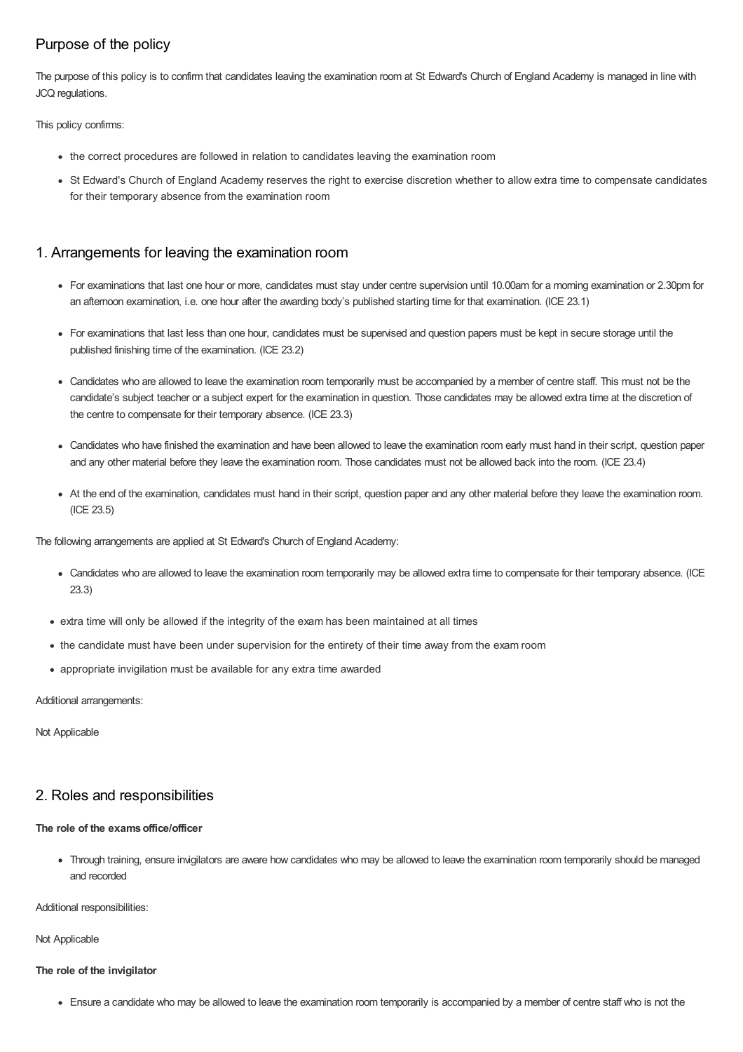## Purpose of the policy

The purpose of this policy is to confirm that candidates leaving the examination room at St Edward's Church of England Academy is managed in line with JCQ regulations.

This policy confirms:

- the correct procedures are followed in relation to candidates leaving the examination room
- St Edward's Church of England Academy reserves the right to exercise discretion whether to allow extra time to compensate candidates for their temporary absence from the examination room

## 1. Arrangements for leaving the examination room

- For examinations that last one hour or more, candidates must stay under centre supervision until 10.00am for a morning examination or 2.30pm for an afternoon examination, i.e. one hour after the awarding body's published starting time for that examination. (ICE 23.1)
- For examinations that last less than one hour, candidates must be supervised and question papers must be kept in secure storage until the published finishing time of the examination. (ICE 23.2)
- Candidates who are allowed to leave the examination room temporarily must be accompanied by a member of centre staff. This must not be the candidate's subject teacher or a subject expert for the examination in question. Those candidates may be allowed extra time at the discretion of the centre to compensate for their temporary absence. (ICE 23.3)
- Candidates who have finished the examination and have been allowed to leave the examination room early must hand in their script, question paper and any other material before they leave the examination room. Those candidates must not be allowed back into the room. (ICE 23.4)
- At the end of the examination, candidates must hand in their script, question paper and any other material before they leave the examination room. (ICE 23.5)

The following arrangements are applied at St Edward's Church of England Academy:

- Candidates who are allowed to leave the examination room temporarily may be allowed extra time to compensate for their temporary absence. (ICE 23.3)
- extra time will only be allowed if the integrity of the exam has been maintained at all times
- the candidate must have been under supervision for the entirety of their time away from the exam room
- appropriate invigilation must be available for any extra time awarded

Additional arrangements:

Not Applicable

## 2. Roles and responsibilities

**The role of the exams office/officer**

- Through training, ensure invigilators are aware how candidates who may be allowed to leave the examination room temporarily should be managed and recorded

Additional responsibilities:

Not Applicable

**The role of the invigilator**

- Ensure a candidate who may be allowed to leave the examination room temporarily is accompanied by a member of centre staff who is not the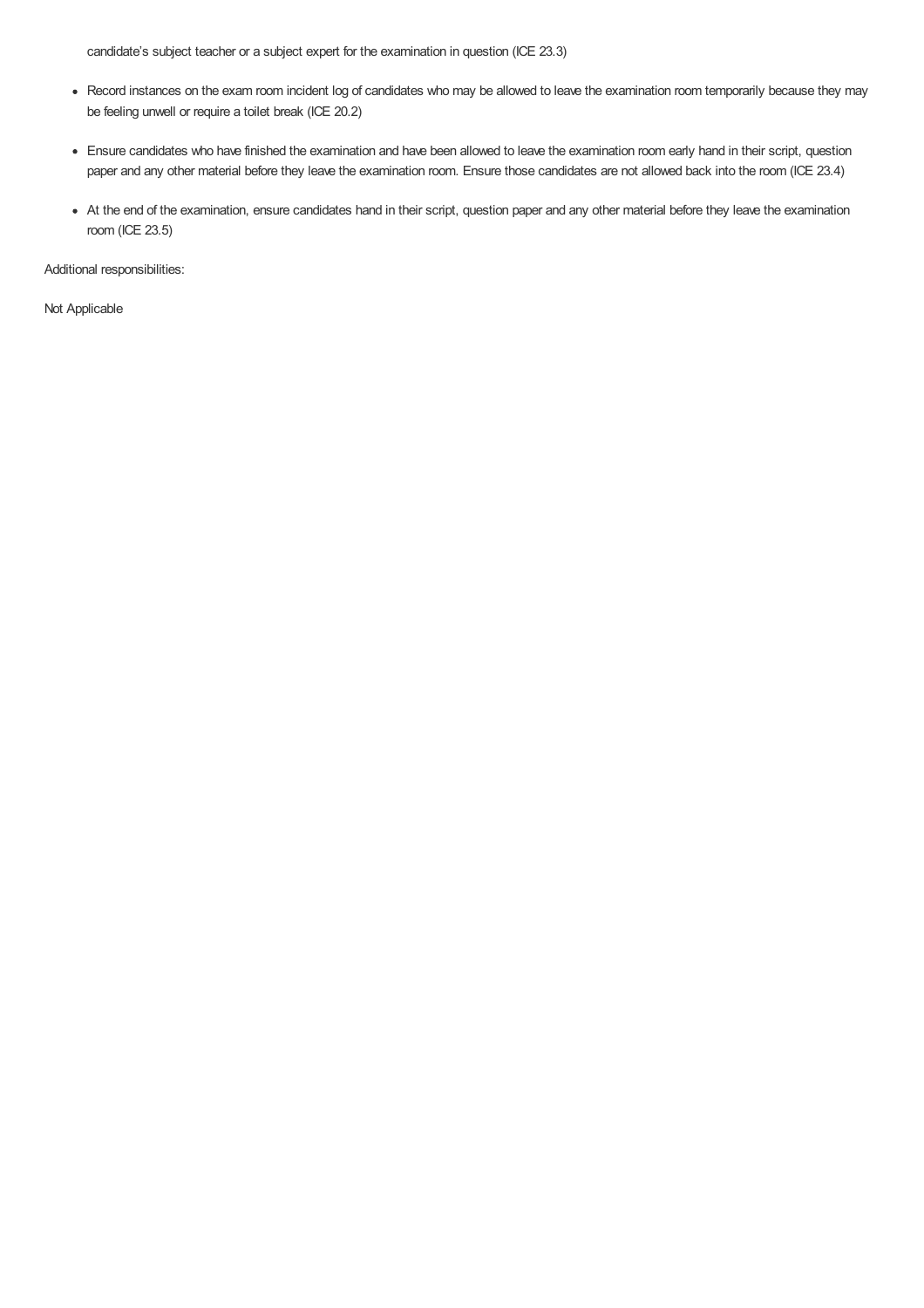candidate's subject teacher or a subject expert for the examination in question (ICE 23.3)

- Record instances on the exam room incident log of candidates who may be allowed to leave the examination room temporarily because they may be feeling unwell or require a toilet break (ICE 20.2)
- Ensure candidates who have finished the examination and have been allowed to leave the examination room early hand in their script, question paper and any other material before they leave the examination room. Ensure those candidates are not allowed back into the room (ICE 23.4)
- At the end of the examination, ensure candidates hand in their script, question paper and any other material before they leave the examination room (ICE 23.5)

Additional responsibilities:

Not Applicable